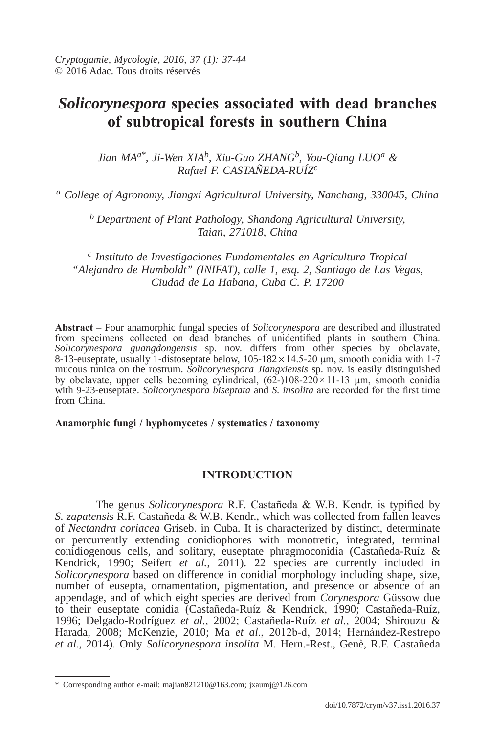*Cryptogamie, Mycologie, 2016, 37 (1): 37-44*
© 2016 Adac. Tous droits réservés

# *Solicorynespora* species associated with dead branches of subtropical forests in southern China

*Jian MA[a*], Ji-Wen XIA[b], Xiu-Guo ZHANG[b], You-Qiang LUO[a] & Rafael F. CASTAÑEDA-RUÍZ[c]*

[a] *College of Agronomy, Jiangxi Agricultural University, Nanchang, 330045, China*

[b] *Department of Plant Pathology, Shandong Agricultural University, Taian, 271018, China*

[c] *Instituto de Investigaciones Fundamentales en Agricultura Tropical "Alejandro de Humboldt" (INIFAT), calle 1, esq. 2, Santiago de Las Vegas, Ciudad de La Habana, Cuba C. P. 17200*

**Abstract** – Four anamorphic fungal species of *Solicorynespora* are described and illustrated from specimens collected on dead branches of unidentified plants in southern China. *Solicorynespora guangdongensis* sp. nov. differs from other species by obclavate, 8-13-euseptate, usually 1-distoseptate below, 105-182 × 14.5-20 µm, smooth conidia with 1-7 mucous tunica on the rostrum. *Solicorynespora Jiangxiensis* sp. nov. is easily distinguished by obclavate, upper cells becoming cylindrical, (62-)108-220 × 11-13 µm, smooth conidia with 9-23-euseptate. *Solicorynespora biseptata* and *S. insolita* are recorded for the first time from China.

**Anamorphic fungi / hyphomycetes / systematics / taxonomy**

## INTRODUCTION

The genus *Solicorynespora* R.F. Castañeda & W.B. Kendr. is typified by *S. zapatensis* R.F. Castañeda & W.B. Kendr., which was collected from fallen leaves of *Nectandra coriacea* Griseb. in Cuba. It is characterized by distinct, determinate or percurrently extending conidiophores with monotretic, integrated, terminal conidiogenous cells, and solitary, euseptate phragmoconidia (Castañeda-Ruíz & Kendrick, 1990; Seifert *et al.*, 2011). 22 species are currently included in *Solicorynespora* based on difference in conidial morphology including shape, size, number of eusepta, ornamentation, pigmentation, and presence or absence of an appendage, and of which eight species are derived from *Corynespora* Güssow due to their euseptate conidia (Castañeda-Ruíz & Kendrick, 1990; Castañeda-Ruíz, 1996; Delgado-Rodríguez *et al.*, 2002; Castañeda-Ruíz *et al.*, 2004; Shirouzu & Harada, 2008; McKenzie, 2010; Ma *et al*., 2012b-d, 2014; Hernández-Restrepo *et al.*, 2014). Only *Solicorynespora insolita* M. Hern.-Rest., Genè, R.F. Castañeda

\* Corresponding author e-mail: majian821210@163.com; jxaumj@126.com

doi/10.7872/crym/v37.iss1.2016.37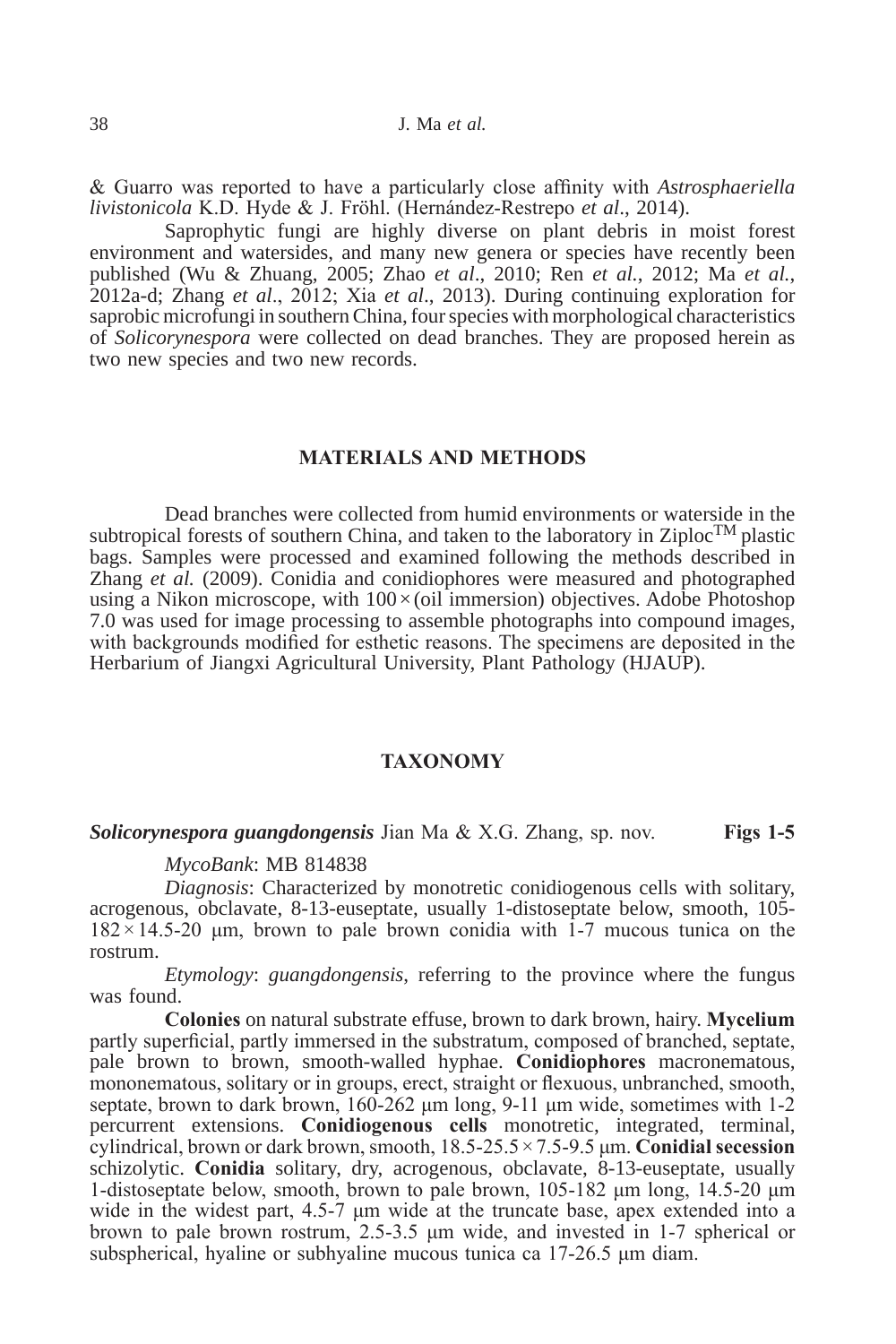& Guarro was reported to have a particularly close affinity with *Astrosphaeriella livistonicola* K.D. Hyde & J. Fröhl. (Hernández-Restrepo *et al*., 2014).

Saprophytic fungi are highly diverse on plant debris in moist forest environment and watersides, and many new genera or species have recently been published (Wu & Zhuang, 2005; Zhao *et al*., 2010; Ren *et al.*, 2012; Ma *et al.*, 2012a-d; Zhang *et al*., 2012; Xia *et al*., 2013). During continuing exploration for saprobic microfungi in southern China, four species with morphological characteristics of *Solicorynespora* were collected on dead branches. They are proposed herein as two new species and two new records.

## MATERIALS AND METHODS

Dead branches were collected from humid environments or waterside in the subtropical forests of southern China, and taken to the laboratory in Ziploc™ plastic bags. Samples were processed and examined following the methods described in Zhang *et al.* (2009). Conidia and conidiophores were measured and photographed using a Nikon microscope, with 100 × (oil immersion) objectives. Adobe Photoshop 7.0 was used for image processing to assemble photographs into compound images, with backgrounds modified for esthetic reasons. The specimens are deposited in the Herbarium of Jiangxi Agricultural University, Plant Pathology (HJAUP).

## TAXONOMY

***Solicorynespora guangdongensis*** Jian Ma & X.G. Zhang, sp. nov. **Figs 1-5**

*MycoBank*: MB 814838

*Diagnosis*: Characterized by monotretic conidiogenous cells with solitary, acrogenous, obclavate, 8-13-euseptate, usually 1-distoseptate below, smooth, 105-182 × 14.5-20 µm, brown to pale brown conidia with 1-7 mucous tunica on the rostrum.

*Etymology*: *guangdongensis*, referring to the province where the fungus was found.

**Colonies** on natural substrate effuse, brown to dark brown, hairy. **Mycelium** partly superficial, partly immersed in the substratum, composed of branched, septate, pale brown to brown, smooth-walled hyphae. **Conidiophores** macronematous, mononematous, solitary or in groups, erect, straight or flexuous, unbranched, smooth, septate, brown to dark brown, 160-262 µm long, 9-11 µm wide, sometimes with 1-2 percurrent extensions. **Conidiogenous cells** monotretic, integrated, terminal, cylindrical, brown or dark brown, smooth, 18.5-25.5 × 7.5-9.5 µm. **Conidial secession** schizolytic. **Conidia** solitary, dry, acrogenous, obclavate, 8-13-euseptate, usually 1-distoseptate below, smooth, brown to pale brown, 105-182 µm long, 14.5-20 µm wide in the widest part, 4.5-7 µm wide at the truncate base, apex extended into a brown to pale brown rostrum, 2.5-3.5 µm wide, and invested in 1-7 spherical or subspherical, hyaline or subhyaline mucous tunica ca 17-26.5 µm diam.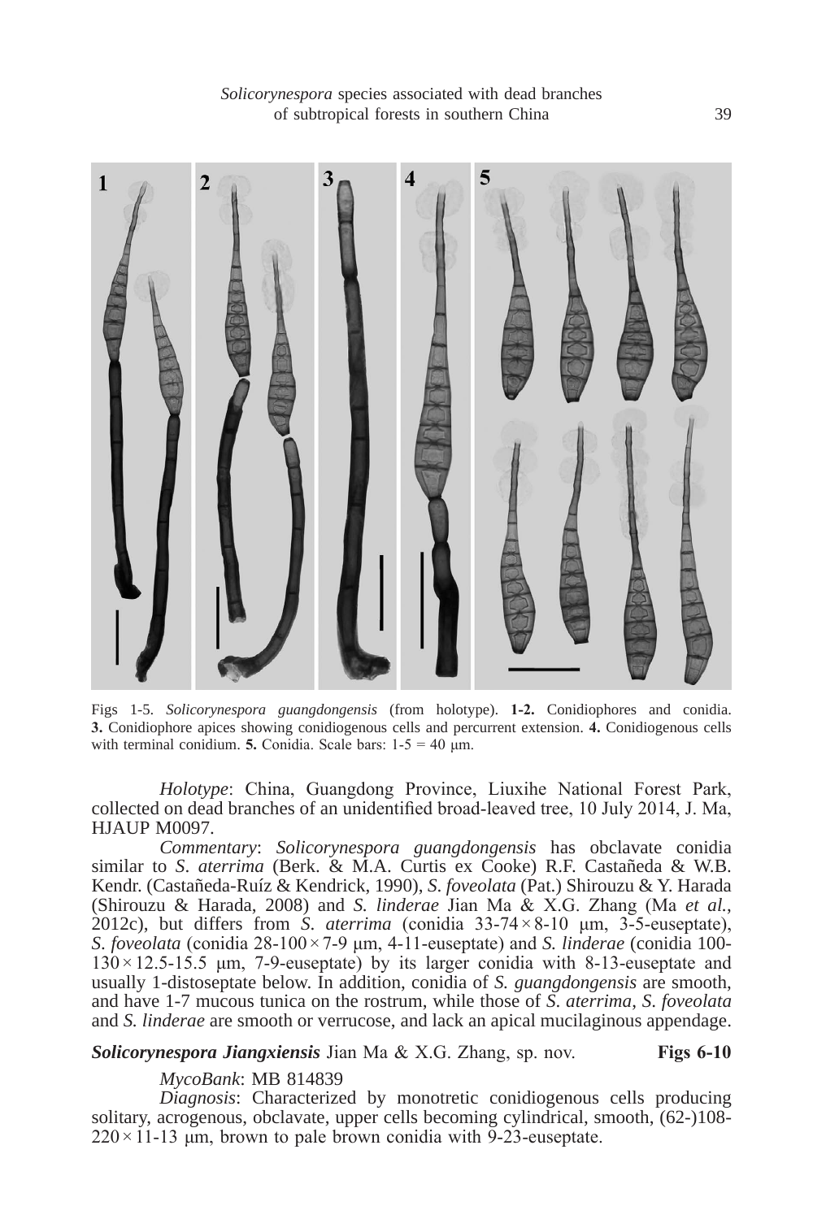Figs 1-5. *Solicorynespora guangdongensis* (from holotype). **1-2.** Conidiophores and conidia. **3.** Conidiophore apices showing conidiogenous cells and percurrent extension. **4.** Conidiogenous cells with terminal conidium. **5.** Conidia. Scale bars: 1-5 = 40 μm.

*Holotype*: China, Guangdong Province, Liuxihe National Forest Park, collected on dead branches of an unidentified broad-leaved tree, 10 July 2014, J. Ma, HJAUP M0097.

*Commentary*: *Solicorynespora guangdongensis* has obclavate conidia similar to *S. aterrima* (Berk. & M.A. Curtis ex Cooke) R.F. Castañeda & W.B. Kendr. (Castañeda-Ruíz & Kendrick, 1990), *S. foveolata* (Pat.) Shirouzu & Y. Harada (Shirouzu & Harada, 2008) and *S. linderae* Jian Ma & X.G. Zhang (Ma *et al.*, 2012c), but differs from *S. aterrima* (conidia 33-74 × 8-10 μm, 3-5-euseptate), *S. foveolata* (conidia 28-100 × 7-9 μm, 4-11-euseptate) and *S. linderae* (conidia 100-130 × 12.5-15.5 μm, 7-9-euseptate) by its larger conidia with 8-13-euseptate and usually 1-distoseptate below. In addition, conidia of *S. guangdongensis* are smooth, and have 1-7 mucous tunica on the rostrum, while those of *S. aterrima*, *S. foveolata* and *S. linderae* are smooth or verrucose, and lack an apical mucilaginous appendage.

***Solicorynespora Jiangxiensis*** Jian Ma & X.G. Zhang, sp. nov. **Figs 6-10**

*MycoBank*: MB 814839

*Diagnosis*: Characterized by monotretic conidiogenous cells producing solitary, acrogenous, obclavate, upper cells becoming cylindrical, smooth, (62-)108-220 × 11-13 μm, brown to pale brown conidia with 9-23-euseptate.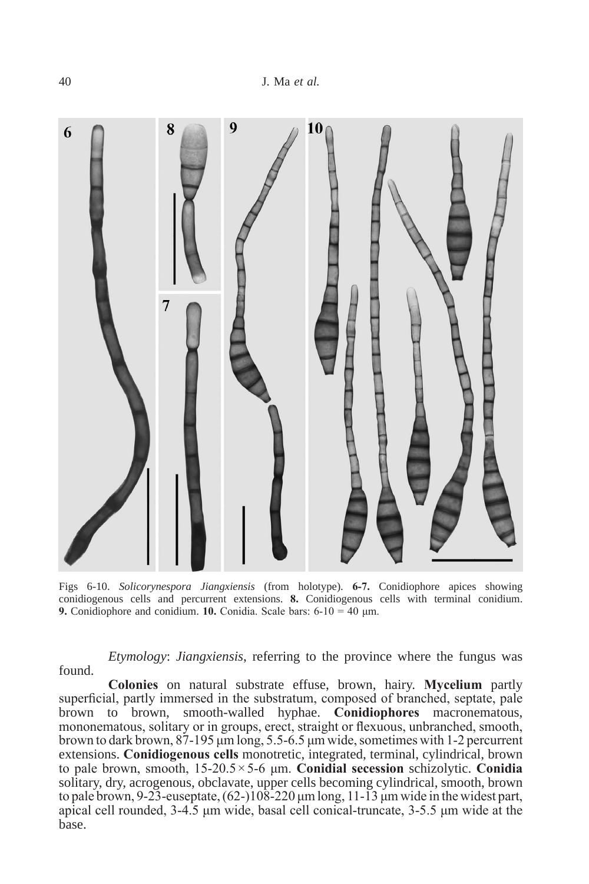Figs 6-10. *Solicorynespora Jiangxiensis* (from holotype). **6-7.** Conidiophore apices showing conidiogenous cells and percurrent extensions. **8.** Conidiogenous cells with terminal conidium. **9.** Conidiophore and conidium. **10.** Conidia. Scale bars: 6-10 = 40 μm.

*Etymology*: *Jiangxiensis*, referring to the province where the fungus was found.

**Colonies** on natural substrate effuse, brown, hairy. **Mycelium** partly superficial, partly immersed in the substratum, composed of branched, septate, pale brown to brown, smooth-walled hyphae. **Conidiophores** macronematous, mononematous, solitary or in groups, erect, straight or flexuous, unbranched, smooth, brown to dark brown, 87-195 μm long, 5.5-6.5 μm wide, sometimes with 1-2 percurrent extensions. **Conidiogenous cells** monotretic, integrated, terminal, cylindrical, brown to pale brown, smooth, 15-20.5 × 5-6 μm. **Conidial secession** schizolytic. **Conidia** solitary, dry, acrogenous, obclavate, upper cells becoming cylindrical, smooth, brown to pale brown, 9-23-euseptate, (62-)108-220 μm long, 11-13 μm wide in the widest part, apical cell rounded, 3-4.5 μm wide, basal cell conical-truncate, 3-5.5 μm wide at the base.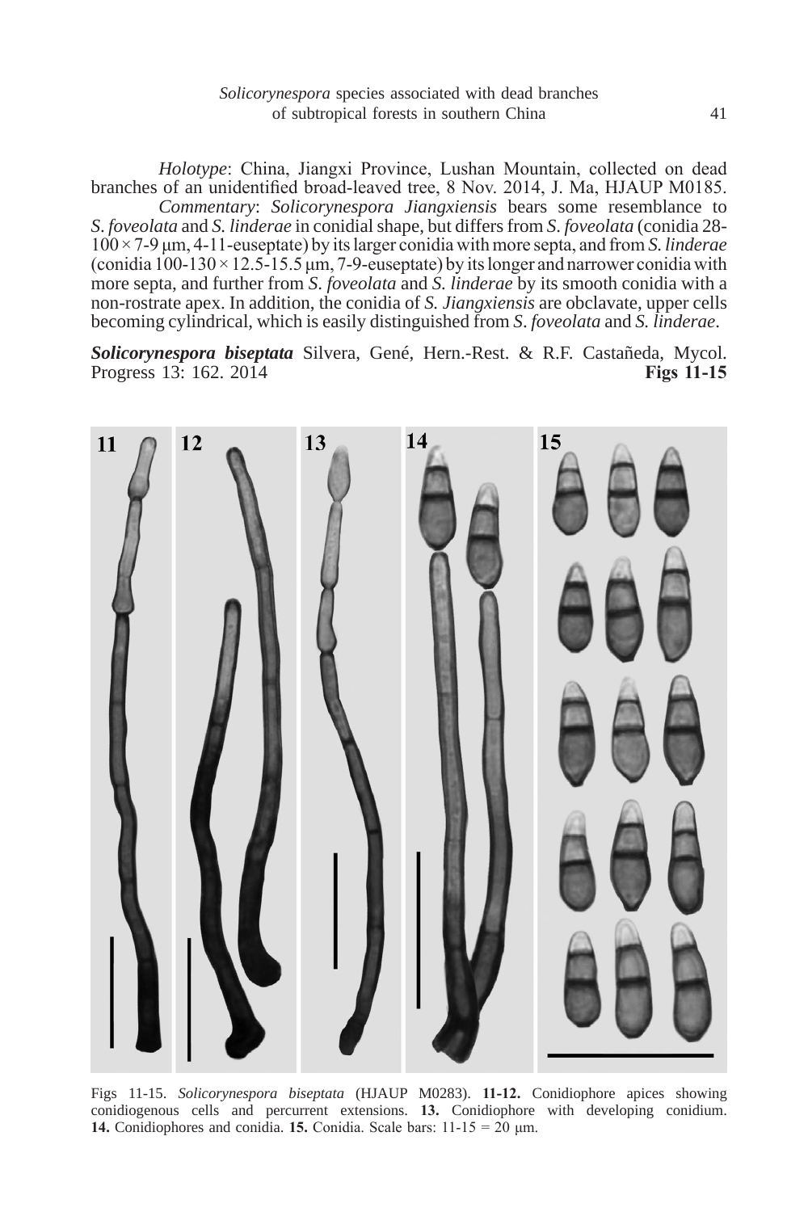*Holotype*: China, Jiangxi Province, Lushan Mountain, collected on dead branches of an unidentified broad-leaved tree, 8 Nov. 2014, J. Ma, HJAUP M0185.

*Commentary*: *Solicorynespora Jiangxiensis* bears some resemblance to *S. foveolata* and *S. linderae* in conidial shape, but differs from *S. foveolata* (conidia 28-100 × 7-9 μm, 4-11-euseptate) by its larger conidia with more septa, and from *S. linderae* (conidia 100-130 × 12.5-15.5 μm, 7-9-euseptate) by its longer and narrower conidia with more septa, and further from *S. foveolata* and *S. linderae* by its smooth conidia with a non-rostrate apex. In addition, the conidia of *S. Jiangxiensis* are obclavate, upper cells becoming cylindrical, which is easily distinguished from *S. foveolata* and *S. linderae*.

***Solicorynespora biseptata*** Silvera, Gené, Hern.-Rest. & R.F. Castañeda, Mycol. Progress 13: 162. 2014 **Figs 11-15**

Figs 11-15. *Solicorynespora biseptata* (HJAUP M0283). **11-12.** Conidiophore apices showing conidiogenous cells and percurrent extensions. **13.** Conidiophore with developing conidium. **14.** Conidiophores and conidia. **15.** Conidia. Scale bars: 11-15 = 20 μm.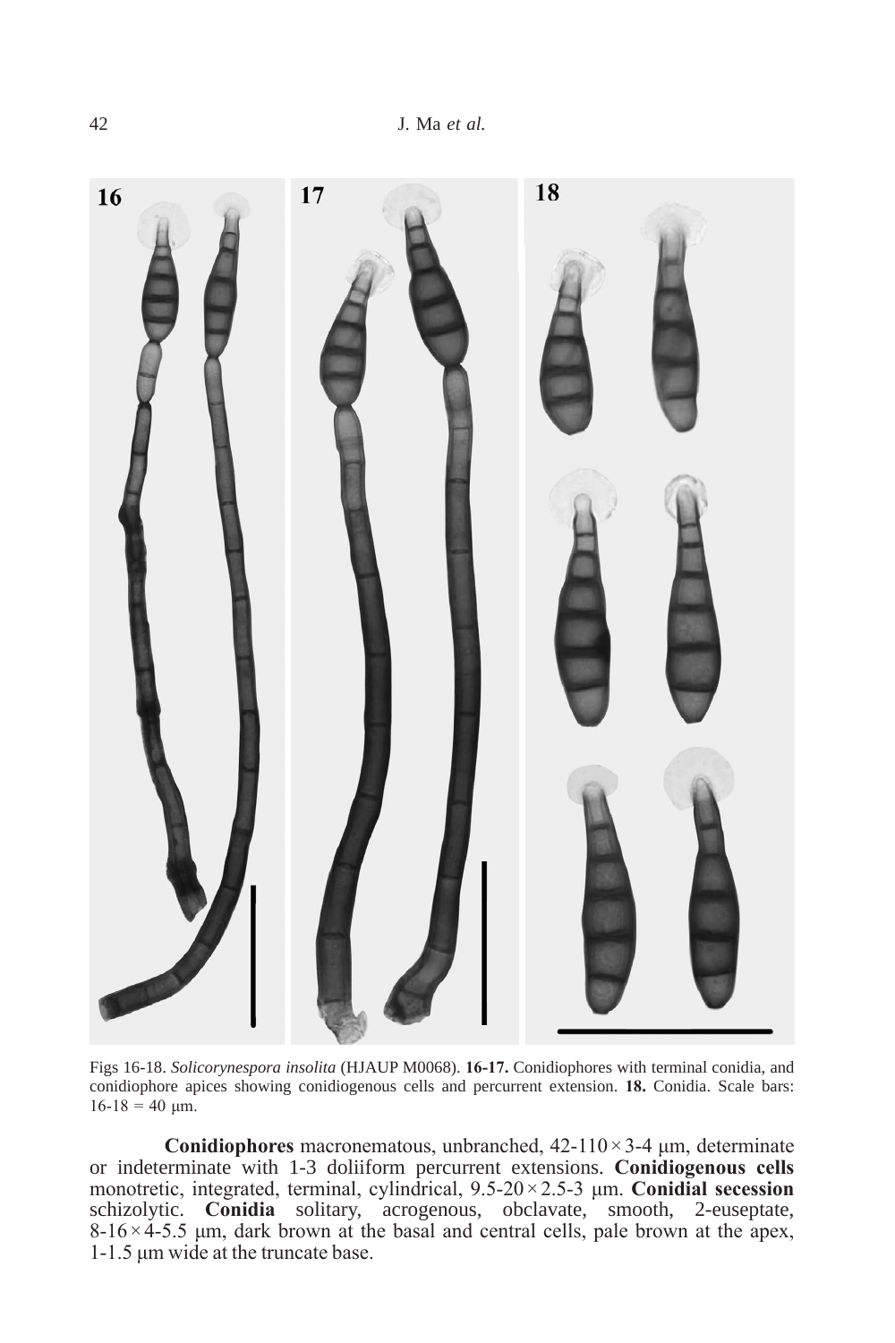Figs 16-18. *Solicorynespora insolita* (HJAUP M0068). **16-17.** Conidiophores with terminal conidia, and conidiophore apices showing conidiogenous cells and percurrent extension. **18.** Conidia. Scale bars: 16-18 = 40 μm.

**Conidiophores** macronematous, unbranched, 42-110 × 3-4 μm, determinate or indeterminate with 1-3 doliiform percurrent extensions. **Conidiogenous cells** monotretic, integrated, terminal, cylindrical, 9.5-20 × 2.5-3 μm. **Conidial secession** schizolytic. **Conidia** solitary, acrogenous, obclavate, smooth, 2-euseptate, 8-16 × 4-5.5 μm, dark brown at the basal and central cells, pale brown at the apex, 1-1.5 μm wide at the truncate base.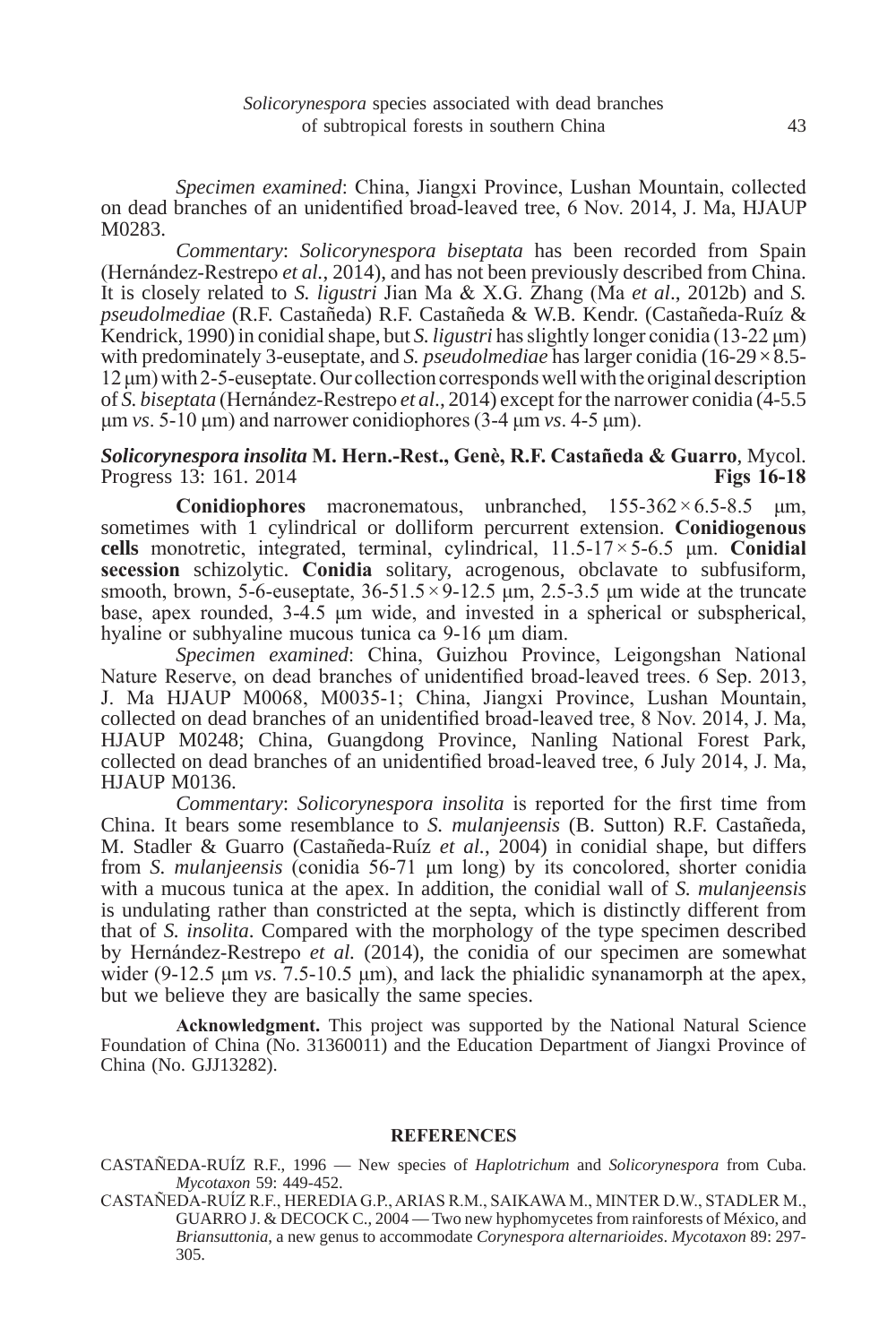*Specimen examined*: China, Jiangxi Province, Lushan Mountain, collected on dead branches of an unidentified broad-leaved tree, 6 Nov. 2014, J. Ma, HJAUP M0283.

*Commentary*: *Solicorynespora biseptata* has been recorded from Spain (Hernández-Restrepo *et al.*, 2014), and has not been previously described from China. It is closely related to *S. ligustri* Jian Ma & X.G. Zhang (Ma *et al*., 2012b) and *S. pseudolmediae* (R.F. Castañeda) R.F. Castañeda & W.B. Kendr. (Castañeda-Ruíz & Kendrick, 1990) in conidial shape, but *S. ligustri* has slightly longer conidia (13-22 μm) with predominately 3-euseptate, and *S. pseudolmediae* has larger conidia (16-29 × 8.5-12 μm) with 2-5-euseptate. Our collection corresponds well with the original description of *S. biseptata* (Hernández-Restrepo *et al*., 2014) except for the narrower conidia (4-5.5 μm *vs*. 5-10 μm) and narrower conidiophores (3-4 μm *vs*. 4-5 μm).

***Solicorynespora insolita* M. Hern.-Rest., Genè, R.F. Castañeda & Guarro**, Mycol. Progress 13: 161. 2014 **Figs 16-18**

**Conidiophores** macronematous, unbranched, 155-362 × 6.5-8.5 μm, sometimes with 1 cylindrical or dolliform percurrent extension. **Conidiogenous cells** monotretic, integrated, terminal, cylindrical, 11.5-17 × 5-6.5 μm. **Conidial secession** schizolytic. **Conidia** solitary, acrogenous, obclavate to subfusiform, smooth, brown, 5-6-euseptate, 36-51.5 × 9-12.5 μm, 2.5-3.5 μm wide at the truncate base, apex rounded, 3-4.5 μm wide, and invested in a spherical or subspherical, hyaline or subhyaline mucous tunica ca 9-16 μm diam.

*Specimen examined*: China, Guizhou Province, Leigongshan National Nature Reserve, on dead branches of unidentified broad-leaved trees. 6 Sep. 2013, J. Ma HJAUP M0068, M0035-1; China, Jiangxi Province, Lushan Mountain, collected on dead branches of an unidentified broad-leaved tree, 8 Nov. 2014, J. Ma, HJAUP M0248; China, Guangdong Province, Nanling National Forest Park, collected on dead branches of an unidentified broad-leaved tree, 6 July 2014, J. Ma, HJAUP M0136.

*Commentary*: *Solicorynespora insolita* is reported for the first time from China. It bears some resemblance to *S. mulanjeensis* (B. Sutton) R.F. Castañeda, M. Stadler & Guarro (Castañeda-Ruíz *et al.*, 2004) in conidial shape, but differs from *S. mulanjeensis* (conidia 56-71 μm long) by its concolored, shorter conidia with a mucous tunica at the apex. In addition, the conidial wall of *S. mulanjeensis* is undulating rather than constricted at the septa, which is distinctly different from that of *S. insolita*. Compared with the morphology of the type specimen described by Hernández-Restrepo *et al.* (2014), the conidia of our specimen are somewhat wider (9-12.5 μm *vs*. 7.5-10.5 μm), and lack the phialidic synanamorph at the apex, but we believe they are basically the same species.

**Acknowledgment.** This project was supported by the National Natural Science Foundation of China (No. 31360011) and the Education Department of Jiangxi Province of China (No. GJJ13282).

## REFERENCES

CASTAÑEDA-RUÍZ R.F., 1996 — New species of *Haplotrichum* and *Solicorynespora* from Cuba. *Mycotaxon* 59: 449-452.

CASTAÑEDA-RUÍZ R.F., HEREDIA G.P., ARIAS R.M., SAIKAWA M., MINTER D.W., STADLER M., GUARRO J. & DECOCK C., 2004 — Two new hyphomycetes from rainforests of México, and *Briansuttonia*, a new genus to accommodate *Corynespora alternarioides*. *Mycotaxon* 89: 297-305.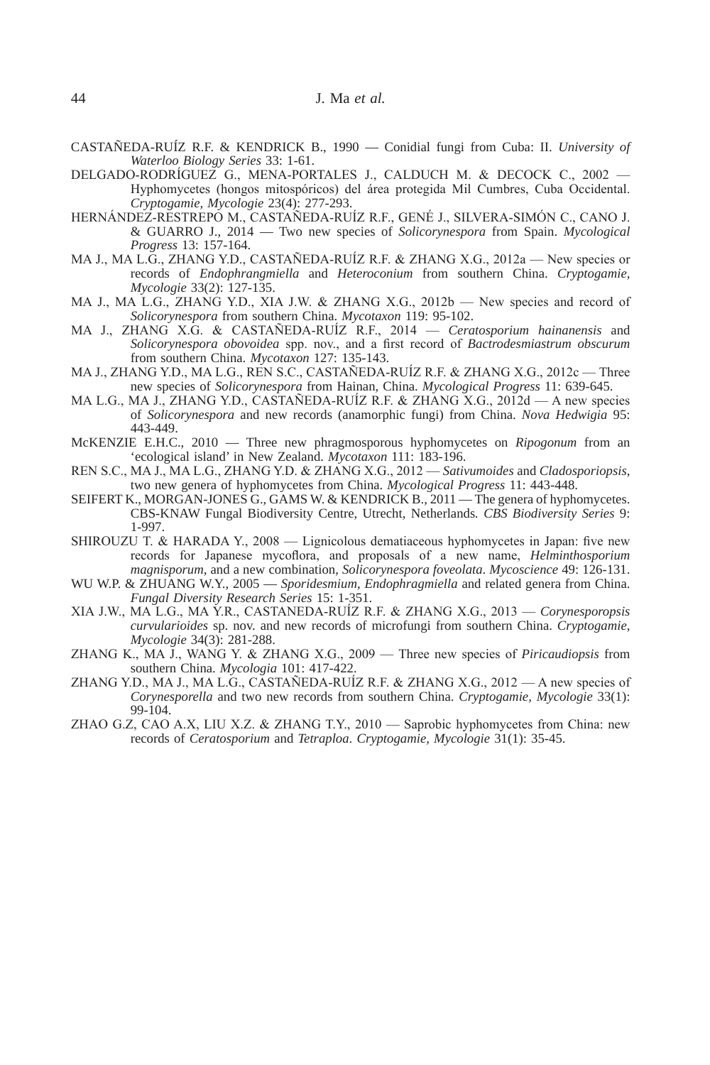CASTAÑEDA-RUÍZ R.F. & KENDRICK B., 1990 — Conidial fungi from Cuba: II. *University of Waterloo Biology Series* 33: 1-61.

DELGADO-RODRÍGUEZ G., MENA-PORTALES J., CALDUCH M. & DECOCK C., 2002 — Hyphomycetes (hongos mitospóricos) del área protegida Mil Cumbres, Cuba Occidental. *Cryptogamie, Mycologie* 23(4): 277-293.

HERNÁNDEZ-RESTREPO M., CASTAÑEDA-RUÍZ R.F., GENÉ J., SILVERA-SIMÓN C., CANO J. & GUARRO J., 2014 — Two new species of *Solicorynespora* from Spain. *Mycological Progress* 13: 157-164.

MA J., MA L.G., ZHANG Y.D., CASTAÑEDA-RUÍZ R.F. & ZHANG X.G., 2012a — New species or records of *Endophrangmiella* and *Heteroconium* from southern China. *Cryptogamie, Mycologie* 33(2): 127-135.

MA J., MA L.G., ZHANG Y.D., XIA J.W. & ZHANG X.G., 2012b — New species and record of *Solicorynespora* from southern China. *Mycotaxon* 119: 95-102.

MA J., ZHANG X.G. & CASTAÑEDA-RUÍZ R.F., 2014 — *Ceratosporium hainanensis* and *Solicorynespora obovoidea* spp. nov., and a first record of *Bactrodesmiastrum obscurum* from southern China. *Mycotaxon* 127: 135-143.

MA J., ZHANG Y.D., MA L.G., REN S.C., CASTAÑEDA-RUÍZ R.F. & ZHANG X.G., 2012c — Three new species of *Solicorynespora* from Hainan, China. *Mycological Progress* 11: 639-645.

MA L.G., MA J., ZHANG Y.D., CASTAÑEDA-RUÍZ R.F. & ZHANG X.G., 2012d — A new species of *Solicorynespora* and new records (anamorphic fungi) from China. *Nova Hedwigia* 95: 443-449.

McKENZIE E.H.C., 2010 — Three new phragmosporous hyphomycetes on *Ripogonum* from an 'ecological island' in New Zealand. *Mycotaxon* 111: 183-196.

REN S.C., MA J., MA L.G., ZHANG Y.D. & ZHANG X.G., 2012 — *Sativumoides* and *Cladosporiopsis*, two new genera of hyphomycetes from China. *Mycological Progress* 11: 443-448.

SEIFERT K., MORGAN-JONES G., GAMS W. & KENDRICK B., 2011 — The genera of hyphomycetes. CBS-KNAW Fungal Biodiversity Centre, Utrecht, Netherlands. *CBS Biodiversity Series* 9: 1-997.

SHIROUZU T. & HARADA Y., 2008 — Lignicolous dematiaceous hyphomycetes in Japan: five new records for Japanese mycoflora, and proposals of a new name, *Helminthosporium magnisporum*, and a new combination, *Solicorynespora foveolata*. *Mycoscience* 49: 126-131.

WU W.P. & ZHUANG W.Y., 2005 — *Sporidesmium*, *Endophragmiella* and related genera from China. *Fungal Diversity Research Series* 15: 1-351.

XIA J.W., MA L.G., MA Y.R., CASTANEDA-RUÍZ R.F. & ZHANG X.G., 2013 — *Corynesporopsis curvularioides* sp. nov. and new records of microfungi from southern China. *Cryptogamie, Mycologie* 34(3): 281-288.

ZHANG K., MA J., WANG Y. & ZHANG X.G., 2009 — Three new species of *Piricaudiopsis* from southern China. *Mycologia* 101: 417-422.

ZHANG Y.D., MA J., MA L.G., CASTAÑEDA-RUÍZ R.F. & ZHANG X.G., 2012 — A new species of *Corynesporella* and two new records from southern China. *Cryptogamie, Mycologie* 33(1): 99-104.

ZHAO G.Z, CAO A.X, LIU X.Z. & ZHANG T.Y., 2010 — Saprobic hyphomycetes from China: new records of *Ceratosporium* and *Tetraploa*. *Cryptogamie, Mycologie* 31(1): 35-45.